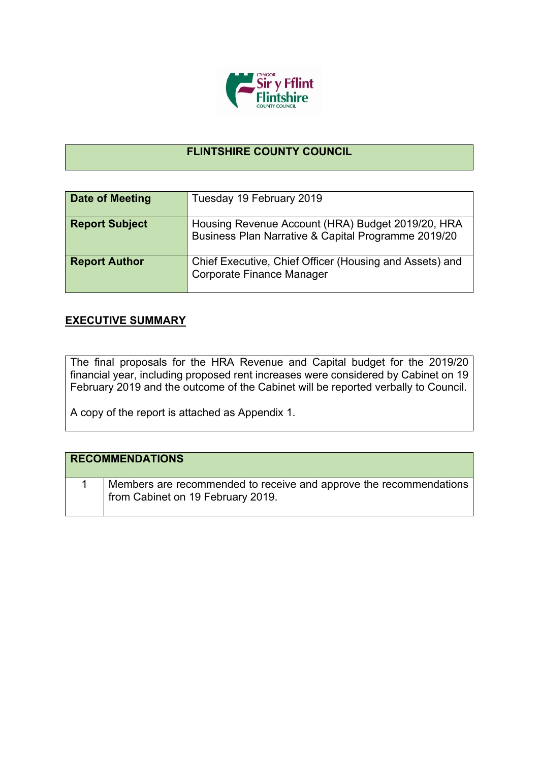# FLINTSHIRE COUNTY COUNCIL

| | |
|---|---|
| **Date of Meeting** | Tuesday 19 February 2019 |
| **Report Subject** | Housing Revenue Account (HRA) Budget 2019/20, HRA Business Plan Narrative & Capital Programme 2019/20 |
| **Report Author** | Chief Executive, Chief Officer (Housing and Assets) and Corporate Finance Manager |

## EXECUTIVE SUMMARY

The final proposals for the HRA Revenue and Capital budget for the 2019/20 financial year, including proposed rent increases were considered by Cabinet on 19 February 2019 and the outcome of the Cabinet will be reported verbally to Council.

A copy of the report is attached as Appendix 1.

| RECOMMENDATIONS | |
|---|---|
| 1 | Members are recommended to receive and approve the recommendations from Cabinet on 19 February 2019. |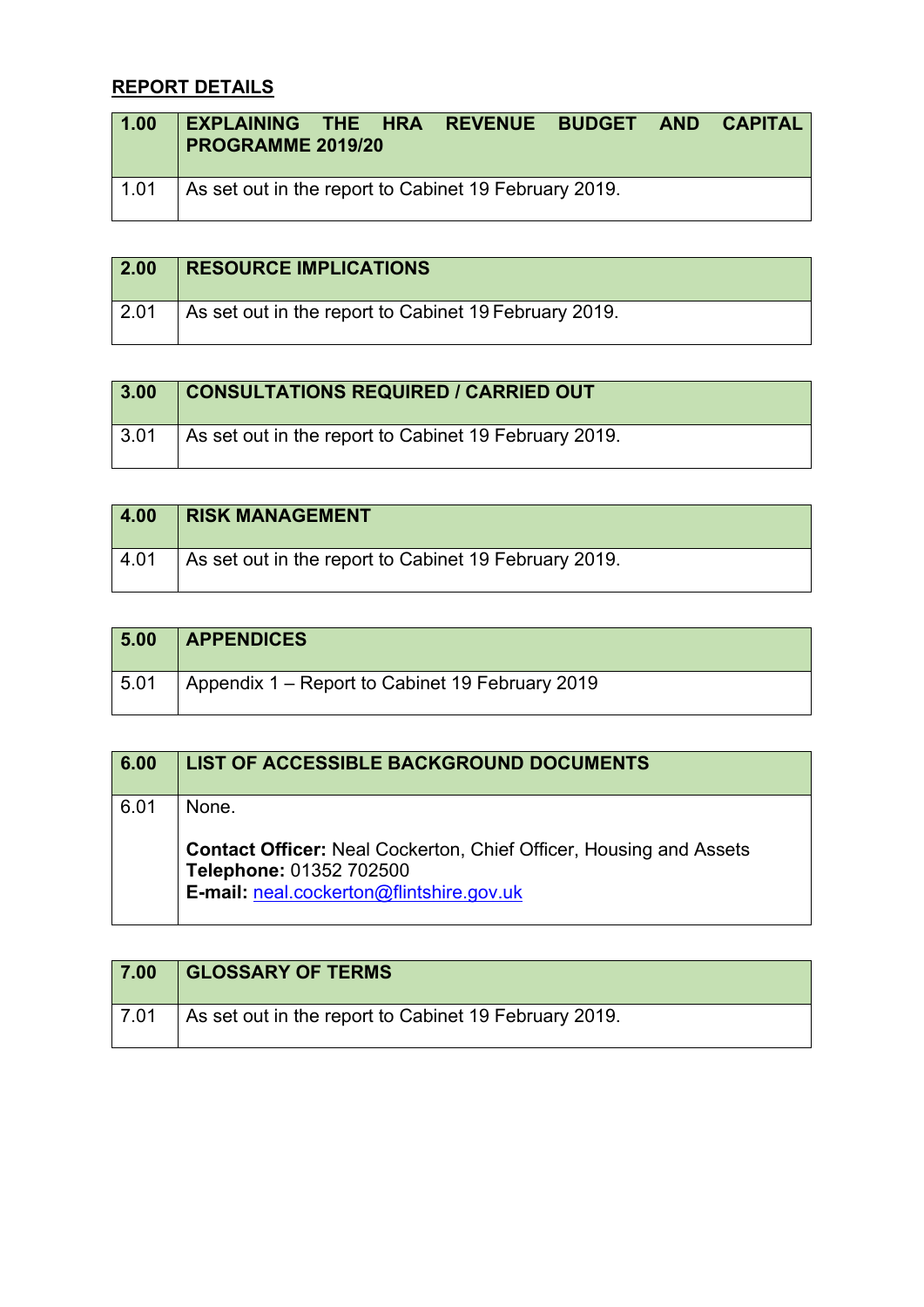## REPORT DETAILS

| 1.00 | EXPLAINING THE HRA REVENUE BUDGET AND CAPITAL PROGRAMME 2019/20 |
|---|---|
| 1.01 | As set out in the report to Cabinet 19 February 2019. |

| 2.00 | RESOURCE IMPLICATIONS |
|---|---|
| 2.01 | As set out in the report to Cabinet 19 February 2019. |

| 3.00 | CONSULTATIONS REQUIRED / CARRIED OUT |
|---|---|
| 3.01 | As set out in the report to Cabinet 19 February 2019. |

| 4.00 | RISK MANAGEMENT |
|---|---|
| 4.01 | As set out in the report to Cabinet 19 February 2019. |

| 5.00 | APPENDICES |
|---|---|
| 5.01 | Appendix 1 – Report to Cabinet 19 February 2019 |

| 6.00 | LIST OF ACCESSIBLE BACKGROUND DOCUMENTS |
|---|---|
| 6.01 | None.<br><br>**Contact Officer:** Neal Cockerton, Chief Officer, Housing and Assets<br>**Telephone:** 01352 702500<br>**E-mail:** neal.cockerton@flintshire.gov.uk |

| 7.00 | GLOSSARY OF TERMS |
|---|---|
| 7.01 | As set out in the report to Cabinet 19 February 2019. |